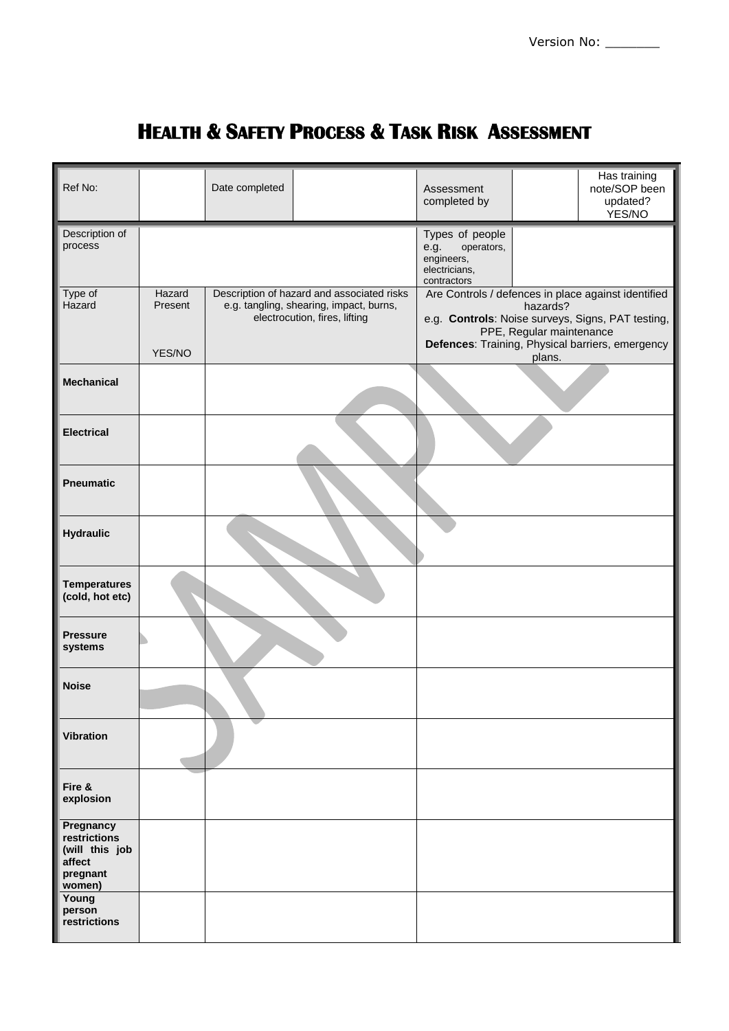Version No: _______

# HEALTH & SAFETY PROCESS & TASK RISK ASSESSMENT

| Ref No: | | Date completed | | Assessment completed by | | Has training note/SOP been updated? YES/NO |
|---|---|---|---|---|---|---|
| Description of process | | | | Types of people e.g. operators, engineers, electricians, contractors | | |

| Type of Hazard | Hazard Present YES/NO | Description of hazard and associated risks e.g. tangling, shearing, impact, burns, electrocution, fires, lifting | Are Controls / defences in place against identified hazards? e.g. **Controls**: Noise surveys, Signs, PAT testing, PPE, Regular maintenance **Defences**: Training, Physical barriers, emergency plans. |
|---|---|---|---|
| **Mechanical** | | | |
| **Electrical** | | | |
| **Pneumatic** | | | |
| **Hydraulic** | | | |
| **Temperatures (cold, hot etc)** | | | |
| **Pressure systems** | | | |
| **Noise** | | | |
| **Vibration** | | | |
| **Fire & explosion** | | | |
| **Pregnancy restrictions (will this job affect pregnant women)** | | | |
| **Young person restrictions** | | | |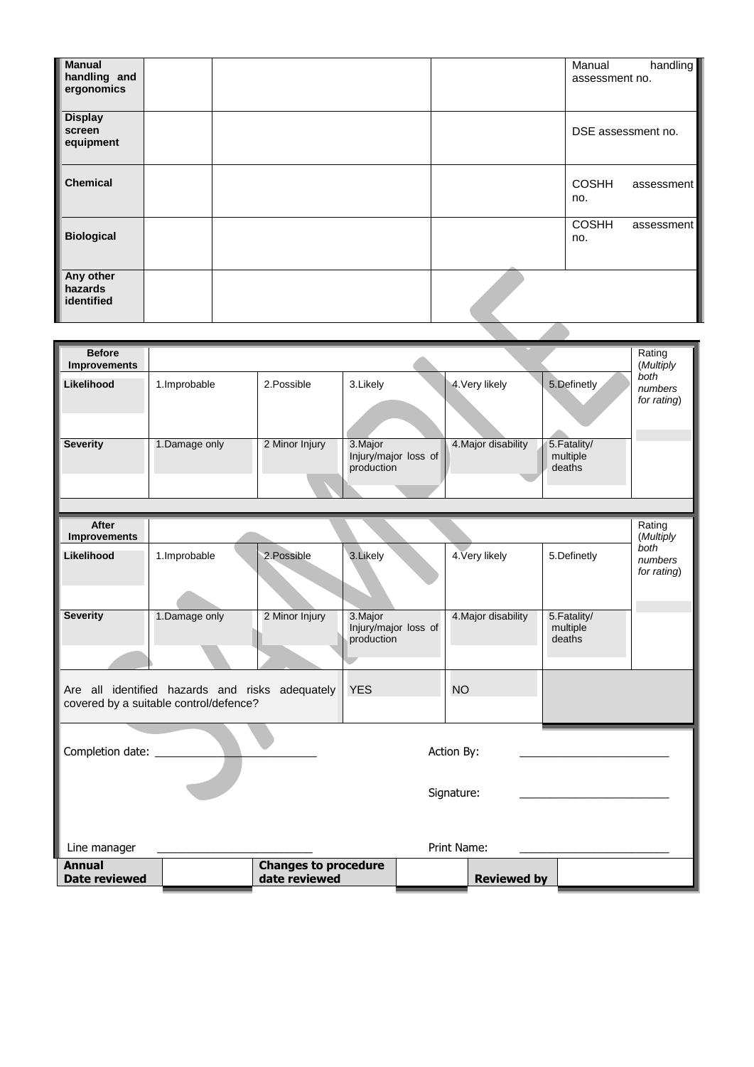| | | | | |
|---|---|---|---|---|
| **Manual handling and ergonomics** | | | | Manual handling assessment no. |
| **Display screen equipment** | | | | DSE assessment no. |
| **Chemical** | | | | COSHH assessment no. |
| **Biological** | | | | COSHH assessment no. |
| **Any other hazards identified** | | | | |

| **Before Improvements** | | | | | | Rating (*Multiply both numbers for rating*) |
|---|---|---|---|---|---|---|
| **Likelihood** | 1.Improbable | 2.Possible | 3.Likely | 4.Very likely | 5.Definetly | |
| **Severity** | 1.Damage only | 2 Minor Injury | 3.Major Injury/major loss of production | 4.Major disability | 5.Fatality/ multiple deaths | |

| **After Improvements** | | | | | | Rating (*Multiply both numbers for rating*) |
|---|---|---|---|---|---|---|
| **Likelihood** | 1.Improbable | 2.Possible | 3.Likely | 4.Very likely | 5.Definetly | |
| **Severity** | 1.Damage only | 2 Minor Injury | 3.Major Injury/major loss of production | 4.Major disability | 5.Fatality/ multiple deaths | |

| Are all identified hazards and risks adequately covered by a suitable control/defence? | YES | NO | |
|---|---|---|---|

Completion date: ________________________ Action By: ________________________

Signature: ________________________

Line manager ________________________ Print Name: ________________________

| **Annual Date reviewed** | | **Changes to procedure date reviewed** | | **Reviewed by** | |
|---|---|---|---|---|---|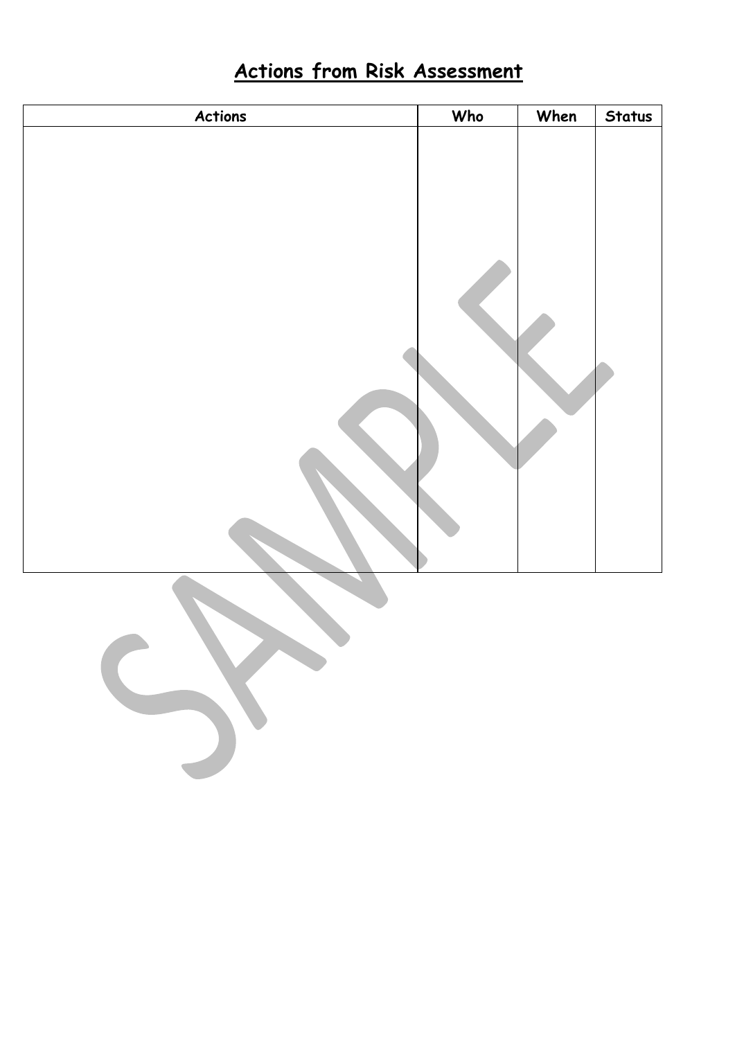# Actions from Risk Assessment

| Actions | Who | When | Status |
|---|---|---|---|
| | | | |

SAMPLE